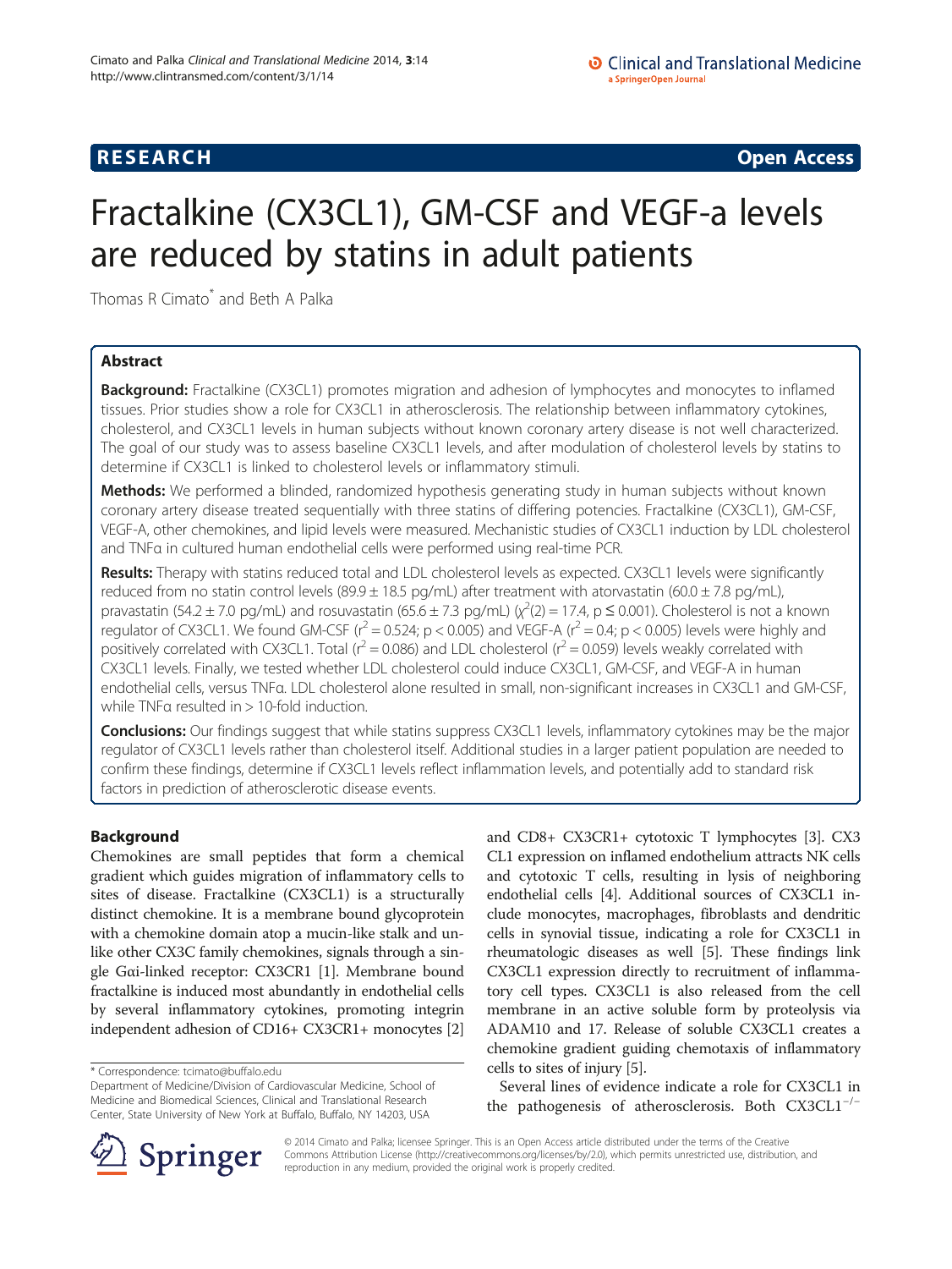**RESEARCH Open Access**

# Fractalkine (CX3CL1), GM-CSF and VEGF-a levels are reduced by statins in adult patients

Thomas R Cimato* and Beth A Palka

## Abstract

**Background:** Fractalkine (CX3CL1) promotes migration and adhesion of lymphocytes and monocytes to inflamed tissues. Prior studies show a role for CX3CL1 in atherosclerosis. The relationship between inflammatory cytokines, cholesterol, and CX3CL1 levels in human subjects without known coronary artery disease is not well characterized. The goal of our study was to assess baseline CX3CL1 levels, and after modulation of cholesterol levels by statins to determine if CX3CL1 is linked to cholesterol levels or inflammatory stimuli.

**Methods:** We performed a blinded, randomized hypothesis generating study in human subjects without known coronary artery disease treated sequentially with three statins of differing potencies. Fractalkine (CX3CL1), GM-CSF, VEGF-A, other chemokines, and lipid levels were measured. Mechanistic studies of CX3CL1 induction by LDL cholesterol and TNFα in cultured human endothelial cells were performed using real-time PCR.

**Results:** Therapy with statins reduced total and LDL cholesterol levels as expected. CX3CL1 levels were significantly reduced from no statin control levels (89.9 ± 18.5 pg/mL) after treatment with atorvastatin (60.0 ± 7.8 pg/mL), pravastatin (54.2 ± 7.0 pg/mL) and rosuvastatin (65.6 ± 7.3 pg/mL) ($\chi^2(2) = 17.4$, $p \leq 0.001$). Cholesterol is not a known regulator of CX3CL1. We found GM-CSF ($r^2 = 0.524$; $p < 0.005$) and VEGF-A ($r^2 = 0.4$; $p < 0.005$) levels were highly and positively correlated with CX3CL1. Total ($r^2 = 0.086$) and LDL cholesterol ($r^2 = 0.059$) levels weakly correlated with CX3CL1 levels. Finally, we tested whether LDL cholesterol could induce CX3CL1, GM-CSF, and VEGF-A in human endothelial cells, versus TNFα. LDL cholesterol alone resulted in small, non-significant increases in CX3CL1 and GM-CSF, while TNFα resulted in > 10-fold induction.

**Conclusions:** Our findings suggest that while statins suppress CX3CL1 levels, inflammatory cytokines may be the major regulator of CX3CL1 levels rather than cholesterol itself. Additional studies in a larger patient population are needed to confirm these findings, determine if CX3CL1 levels reflect inflammation levels, and potentially add to standard risk factors in prediction of atherosclerotic disease events.

## Background

Chemokines are small peptides that form a chemical gradient which guides migration of inflammatory cells to sites of disease. Fractalkine (CX3CL1) is a structurally distinct chemokine. It is a membrane bound glycoprotein with a chemokine domain atop a mucin-like stalk and unlike other CX3C family chemokines, signals through a single Gαi-linked receptor: CX3CR1 [1]. Membrane bound fractalkine is induced most abundantly in endothelial cells by several inflammatory cytokines, promoting integrin independent adhesion of CD16+ CX3CR1+ monocytes [2] and CD8+ CX3CR1+ cytotoxic T lymphocytes [3]. CX3CL1 expression on inflamed endothelium attracts NK cells and cytotoxic T cells, resulting in lysis of neighboring endothelial cells [4]. Additional sources of CX3CL1 include monocytes, macrophages, fibroblasts and dendritic cells in synovial tissue, indicating a role for CX3CL1 in rheumatologic diseases as well [5]. These findings link CX3CL1 expression directly to recruitment of inflammatory cell types. CX3CL1 is also released from the cell membrane in an active soluble form by proteolysis via ADAM10 and 17. Release of soluble CX3CL1 creates a chemokine gradient guiding chemotaxis of inflammatory cells to sites of injury [5].

Several lines of evidence indicate a role for CX3CL1 in the pathogenesis of atherosclerosis. Both CX3CL1$^{-/-}$

\* Correspondence: tcimato@buffalo.edu

Department of Medicine/Division of Cardiovascular Medicine, School of Medicine and Biomedical Sciences, Clinical and Translational Research Center, State University of New York at Buffalo, Buffalo, NY 14203, USA

© 2014 Cimato and Palka; licensee Springer. This is an Open Access article distributed under the terms of the Creative Commons Attribution License (http://creativecommons.org/licenses/by/2.0), which permits unrestricted use, distribution, and reproduction in any medium, provided the original work is properly credited.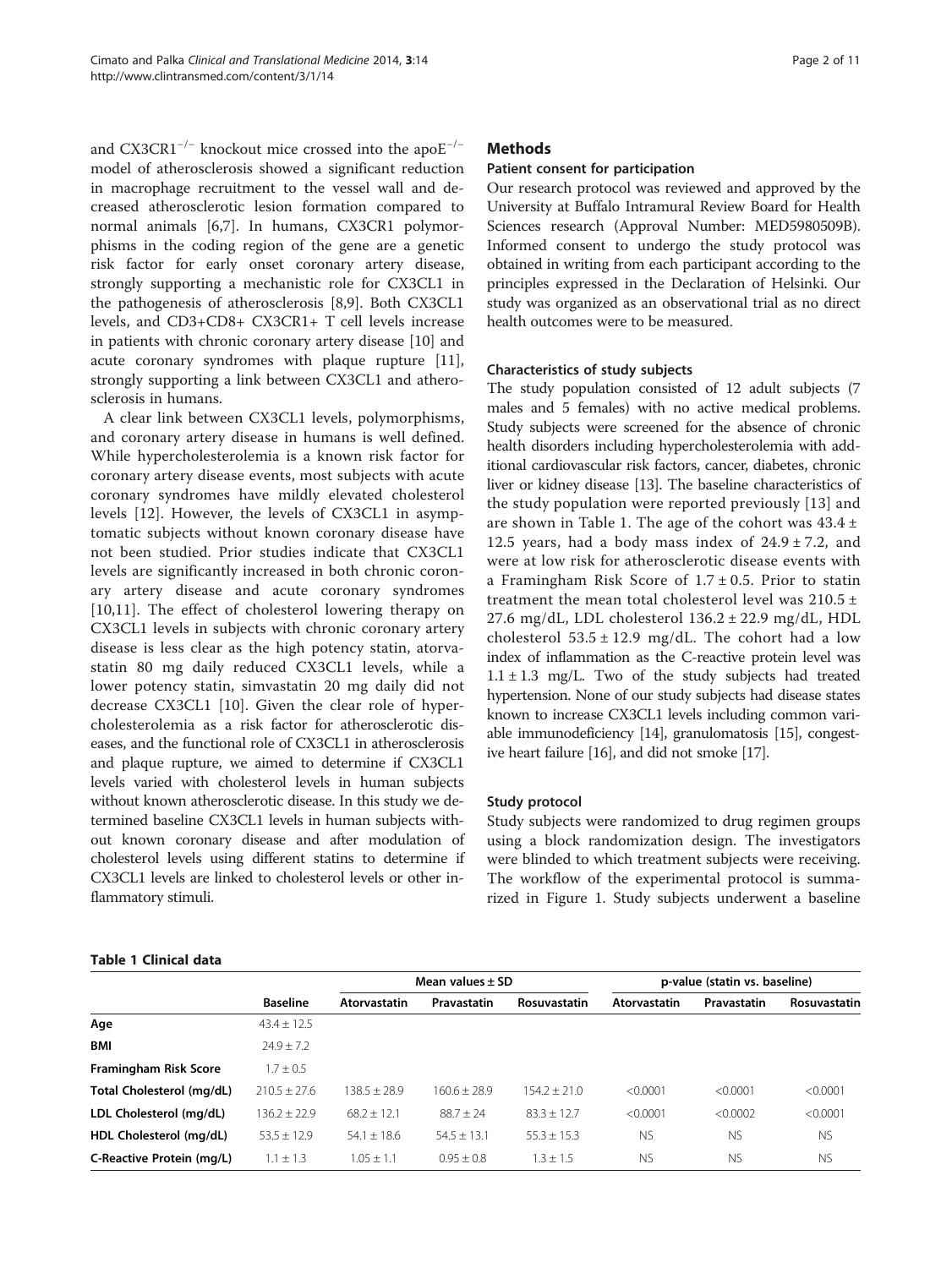and CX3CR1$^{-/-}$ knockout mice crossed into the apoE$^{-/-}$ model of atherosclerosis showed a significant reduction in macrophage recruitment to the vessel wall and decreased atherosclerotic lesion formation compared to normal animals [6,7]. In humans, CX3CR1 polymorphisms in the coding region of the gene are a genetic risk factor for early onset coronary artery disease, strongly supporting a mechanistic role for CX3CL1 in the pathogenesis of atherosclerosis [8,9]. Both CX3CL1 levels, and CD3+CD8+ CX3CR1+ T cell levels increase in patients with chronic coronary artery disease [10] and acute coronary syndromes with plaque rupture [11], strongly supporting a link between CX3CL1 and atherosclerosis in humans.

A clear link between CX3CL1 levels, polymorphisms, and coronary artery disease in humans is well defined. While hypercholesterolemia is a known risk factor for coronary artery disease events, most subjects with acute coronary syndromes have mildly elevated cholesterol levels [12]. However, the levels of CX3CL1 in asymptomatic subjects without known coronary disease have not been studied. Prior studies indicate that CX3CL1 levels are significantly increased in both chronic coronary artery disease and acute coronary syndromes [10,11]. The effect of cholesterol lowering therapy on CX3CL1 levels in subjects with chronic coronary artery disease is less clear as the high potency statin, atorvastatin 80 mg daily reduced CX3CL1 levels, while a lower potency statin, simvastatin 20 mg daily did not decrease CX3CL1 [10]. Given the clear role of hypercholesterolemia as a risk factor for atherosclerotic diseases, and the functional role of CX3CL1 in atherosclerosis and plaque rupture, we aimed to determine if CX3CL1 levels varied with cholesterol levels in human subjects without known atherosclerotic disease. In this study we determined baseline CX3CL1 levels in human subjects without known coronary disease and after modulation of cholesterol levels using different statins to determine if CX3CL1 levels are linked to cholesterol levels or other inflammatory stimuli.

## Methods

### Patient consent for participation

Our research protocol was reviewed and approved by the University at Buffalo Intramural Review Board for Health Sciences research (Approval Number: MED5980509B). Informed consent to undergo the study protocol was obtained in writing from each participant according to the principles expressed in the Declaration of Helsinki. Our study was organized as an observational trial as no direct health outcomes were to be measured.

### Characteristics of study subjects

The study population consisted of 12 adult subjects (7 males and 5 females) with no active medical problems. Study subjects were screened for the absence of chronic health disorders including hypercholesterolemia with additional cardiovascular risk factors, cancer, diabetes, chronic liver or kidney disease [13]. The baseline characteristics of the study population were reported previously [13] and are shown in Table 1. The age of the cohort was 43.4 ± 12.5 years, had a body mass index of 24.9 ± 7.2, and were at low risk for atherosclerotic disease events with a Framingham Risk Score of 1.7 ± 0.5. Prior to statin treatment the mean total cholesterol level was 210.5 ± 27.6 mg/dL, LDL cholesterol 136.2 ± 22.9 mg/dL, HDL cholesterol 53.5 ± 12.9 mg/dL. The cohort had a low index of inflammation as the C-reactive protein level was 1.1 ± 1.3 mg/L. Two of the study subjects had treated hypertension. None of our study subjects had disease states known to increase CX3CL1 levels including common variable immunodeficiency [14], granulomatosis [15], congestive heart failure [16], and did not smoke [17].

### Study protocol

Study subjects were randomized to drug regimen groups using a block randomization design. The investigators were blinded to which treatment subjects were receiving. The workflow of the experimental protocol is summarized in Figure 1. Study subjects underwent a baseline

**Table 1 Clinical data**

| | | Mean values ± SD | | | p-value (statin vs. baseline) | | |
|---|---|---|---|---|---|---|---|
| | **Baseline** | **Atorvastatin** | **Pravastatin** | **Rosuvastatin** | **Atorvastatin** | **Pravastatin** | **Rosuvastatin** |
| **Age** | 43.4 ± 12.5 | | | | | | |
| **BMI** | 24.9 ± 7.2 | | | | | | |
| **Framingham Risk Score** | 1.7 ± 0.5 | | | | | | |
| **Total Cholesterol (mg/dL)** | 210.5 ± 27.6 | 138.5 ± 28.9 | 160.6 ± 28.9 | 154.2 ± 21.0 | <0.0001 | <0.0001 | <0.0001 |
| **LDL Cholesterol (mg/dL)** | 136.2 ± 22.9 | 68.2 ± 12.1 | 88.7 ± 24 | 83.3 ± 12.7 | <0.0001 | <0.0002 | <0.0001 |
| **HDL Cholesterol (mg/dL)** | 53.5 ± 12.9 | 54.1 ± 18.6 | 54.5 ± 13.1 | 55.3 ± 15.3 | NS | NS | NS |
| **C-Reactive Protein (mg/L)** | 1.1 ± 1.3 | 1.05 ± 1.1 | 0.95 ± 0.8 | 1.3 ± 1.5 | NS | NS | NS |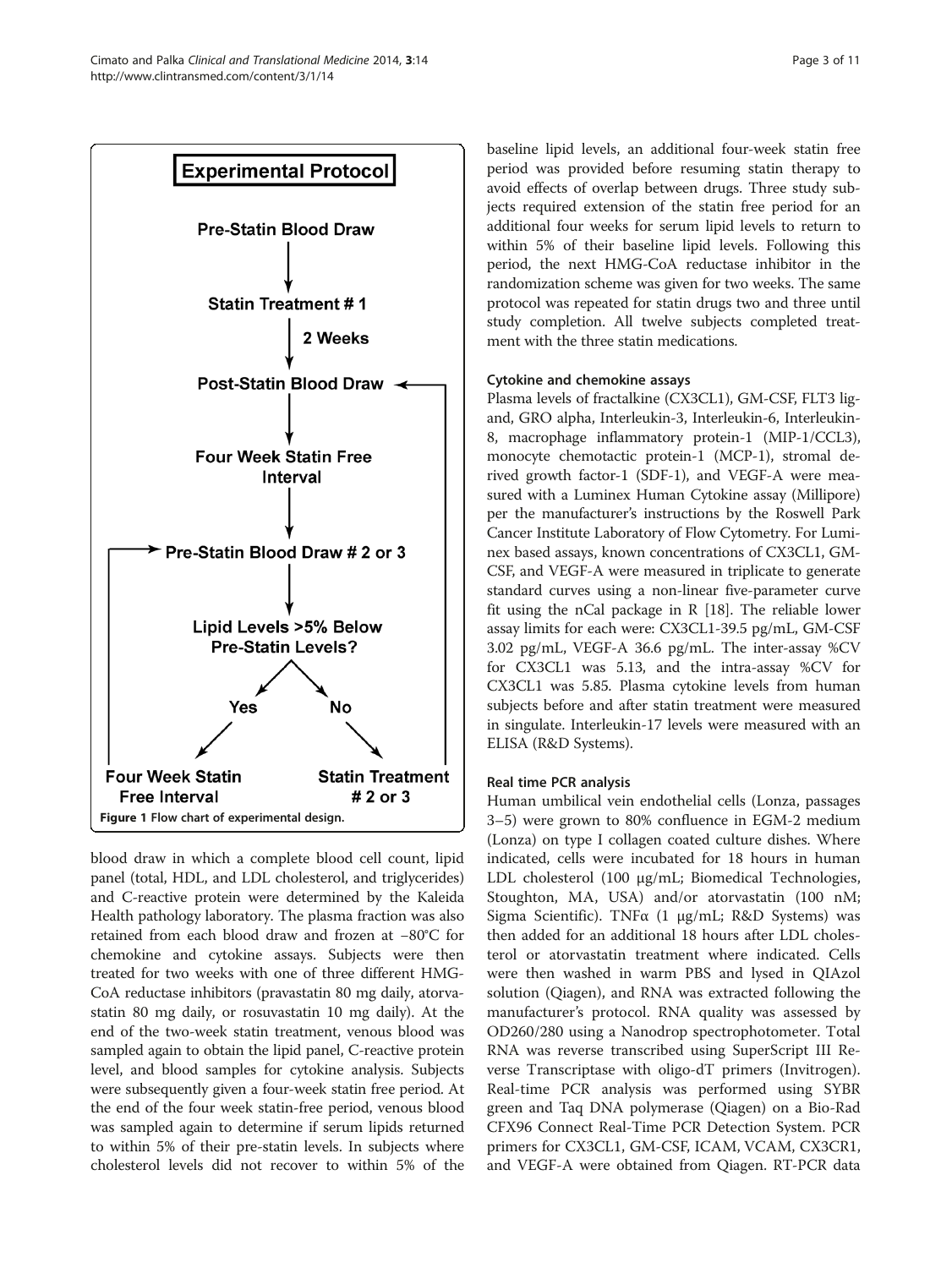**Figure 1 Flow chart of experimental design.**

blood draw in which a complete blood cell count, lipid panel (total, HDL, and LDL cholesterol, and triglycerides) and C-reactive protein were determined by the Kaleida Health pathology laboratory. The plasma fraction was also retained from each blood draw and frozen at −80°C for chemokine and cytokine assays. Subjects were then treated for two weeks with one of three different HMG-CoA reductase inhibitors (pravastatin 80 mg daily, atorvastatin 80 mg daily, or rosuvastatin 10 mg daily). At the end of the two-week statin treatment, venous blood was sampled again to obtain the lipid panel, C-reactive protein level, and blood samples for cytokine analysis. Subjects were subsequently given a four-week statin free period. At the end of the four week statin-free period, venous blood was sampled again to determine if serum lipids returned to within 5% of their pre-statin levels. In subjects where cholesterol levels did not recover to within 5% of the baseline lipid levels, an additional four-week statin free period was provided before resuming statin therapy to avoid effects of overlap between drugs. Three study subjects required extension of the statin free period for an additional four weeks for serum lipid levels to return to within 5% of their baseline lipid levels. Following this period, the next HMG-CoA reductase inhibitor in the randomization scheme was given for two weeks. The same protocol was repeated for statin drugs two and three until study completion. All twelve subjects completed treatment with the three statin medications.

### Cytokine and chemokine assays

Plasma levels of fractalkine (CX3CL1), GM-CSF, FLT3 ligand, GRO alpha, Interleukin-3, Interleukin-6, Interleukin-8, macrophage inflammatory protein-1 (MIP-1/CCL3), monocyte chemotactic protein-1 (MCP-1), stromal derived growth factor-1 (SDF-1), and VEGF-A were measured with a Luminex Human Cytokine assay (Millipore) per the manufacturer's instructions by the Roswell Park Cancer Institute Laboratory of Flow Cytometry. For Luminex based assays, known concentrations of CX3CL1, GM-CSF, and VEGF-A were measured in triplicate to generate standard curves using a non-linear five-parameter curve fit using the nCal package in R [18]. The reliable lower assay limits for each were: CX3CL1-39.5 pg/mL, GM-CSF 3.02 pg/mL, VEGF-A 36.6 pg/mL. The inter-assay %CV for CX3CL1 was 5.13, and the intra-assay %CV for CX3CL1 was 5.85. Plasma cytokine levels from human subjects before and after statin treatment were measured in singulate. Interleukin-17 levels were measured with an ELISA (R&D Systems).

### Real time PCR analysis

Human umbilical vein endothelial cells (Lonza, passages 3–5) were grown to 80% confluence in EGM-2 medium (Lonza) on type I collagen coated culture dishes. Where indicated, cells were incubated for 18 hours in human LDL cholesterol (100 μg/mL; Biomedical Technologies, Stoughton, MA, USA) and/or atorvastatin (100 nM; Sigma Scientific). TNFα (1 μg/mL; R&D Systems) was then added for an additional 18 hours after LDL cholesterol or atorvastatin treatment where indicated. Cells were then washed in warm PBS and lysed in QIAzol solution (Qiagen), and RNA was extracted following the manufacturer's protocol. RNA quality was assessed by OD260/280 using a Nanodrop spectrophotometer. Total RNA was reverse transcribed using SuperScript III Reverse Transcriptase with oligo-dT primers (Invitrogen). Real-time PCR analysis was performed using SYBR green and Taq DNA polymerase (Qiagen) on a Bio-Rad CFX96 Connect Real-Time PCR Detection System. PCR primers for CX3CL1, GM-CSF, ICAM, VCAM, CX3CR1, and VEGF-A were obtained from Qiagen. RT-PCR data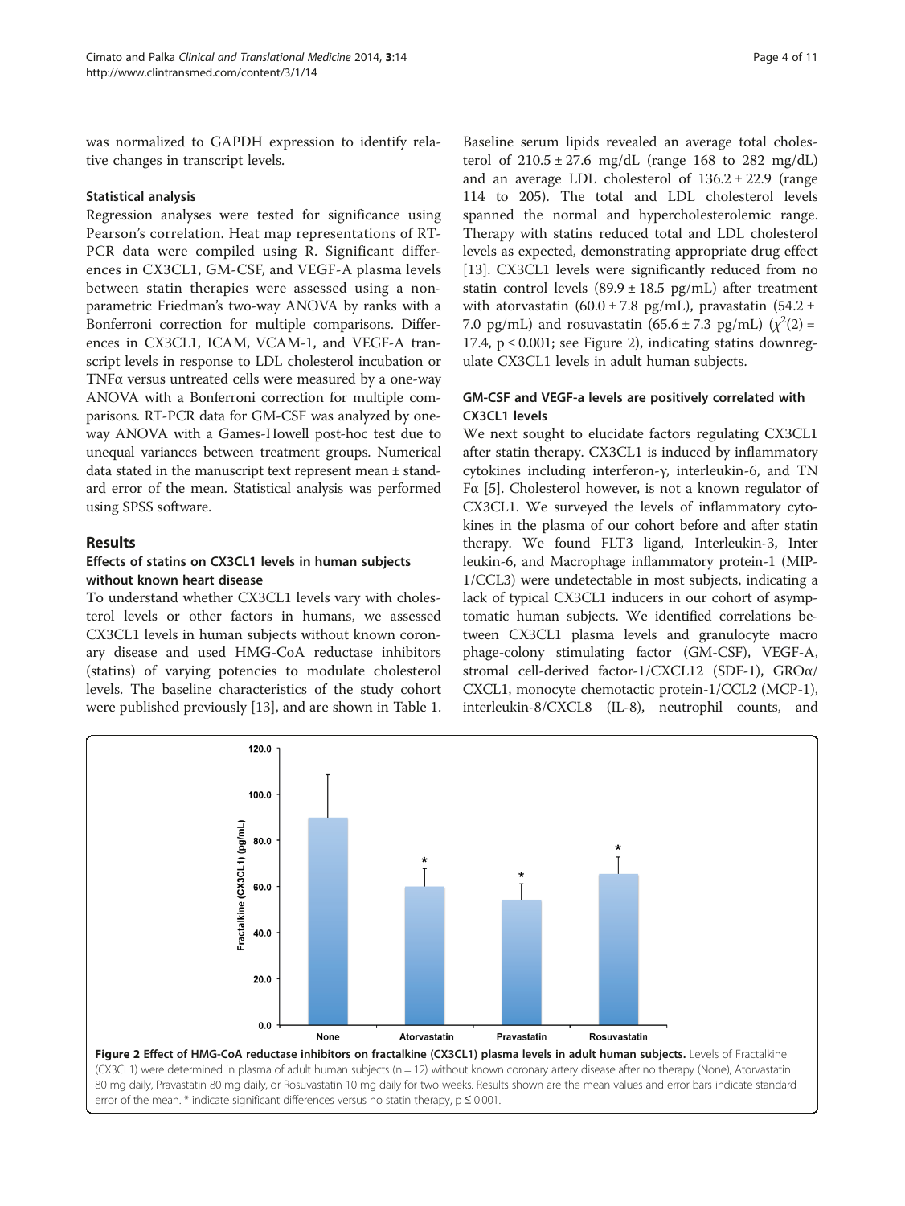was normalized to GAPDH expression to identify relative changes in transcript levels.

### Statistical analysis

Regression analyses were tested for significance using Pearson's correlation. Heat map representations of RT-PCR data were compiled using R. Significant differences in CX3CL1, GM-CSF, and VEGF-A plasma levels between statin therapies were assessed using a non-parametric Friedman's two-way ANOVA by ranks with a Bonferroni correction for multiple comparisons. Differences in CX3CL1, ICAM, VCAM-1, and VEGF-A transcript levels in response to LDL cholesterol incubation or TNFα versus untreated cells were measured by a one-way ANOVA with a Bonferroni correction for multiple comparisons. RT-PCR data for GM-CSF was analyzed by one-way ANOVA with a Games-Howell post-hoc test due to unequal variances between treatment groups. Numerical data stated in the manuscript text represent mean ± standard error of the mean. Statistical analysis was performed using SPSS software.

## Results

### Effects of statins on CX3CL1 levels in human subjects without known heart disease

To understand whether CX3CL1 levels vary with cholesterol levels or other factors in humans, we assessed CX3CL1 levels in human subjects without known coronary disease and used HMG-CoA reductase inhibitors (statins) of varying potencies to modulate cholesterol levels. The baseline characteristics of the study cohort were published previously [13], and are shown in Table 1. Baseline serum lipids revealed an average total cholesterol of 210.5 ± 27.6 mg/dL (range 168 to 282 mg/dL) and an average LDL cholesterol of 136.2 ± 22.9 (range 114 to 205). The total and LDL cholesterol levels spanned the normal and hypercholesterolemic range. Therapy with statins reduced total and LDL cholesterol levels as expected, demonstrating appropriate drug effect [13]. CX3CL1 levels were significantly reduced from no statin control levels (89.9 ± 18.5 pg/mL) after treatment with atorvastatin (60.0 ± 7.8 pg/mL), pravastatin (54.2 ± 7.0 pg/mL) and rosuvastatin (65.6 ± 7.3 pg/mL) ($\chi^2(2)$ = 17.4, $p \leq 0.001$; see Figure 2), indicating statins downregulate CX3CL1 levels in adult human subjects.

### GM-CSF and VEGF-a levels are positively correlated with CX3CL1 levels

We next sought to elucidate factors regulating CX3CL1 after statin therapy. CX3CL1 is induced by inflammatory cytokines including interferon-γ, interleukin-6, and TNFα [5]. Cholesterol however, is not a known regulator of CX3CL1. We surveyed the levels of inflammatory cytokines in the plasma of our cohort before and after statin therapy. We found FLT3 ligand, Interleukin-3, Interleukin-6, and Macrophage inflammatory protein-1 (MIP-1/CCL3) were undetectable in most subjects, indicating a lack of typical CX3CL1 inducers in our cohort of asymptomatic human subjects. We identified correlations between CX3CL1 plasma levels and granulocyte macrophage-colony stimulating factor (GM-CSF), VEGF-A, stromal cell-derived factor-1/CXCL12 (SDF-1), GROα/CXCL1, monocyte chemotactic protein-1/CCL2 (MCP-1), interleukin-8/CXCL8 (IL-8), neutrophil counts, and

**Figure 2 Effect of HMG-CoA reductase inhibitors on fractalkine (CX3CL1) plasma levels in adult human subjects.** Levels of Fractalkine (CX3CL1) were determined in plasma of adult human subjects (n = 12) without known coronary artery disease after no therapy (None), Atorvastatin 80 mg daily, Pravastatin 80 mg daily, or Rosuvastatin 10 mg daily for two weeks. Results shown are the mean values and error bars indicate standard error of the mean. * indicate significant differences versus no statin therapy, $p \leq 0.001$.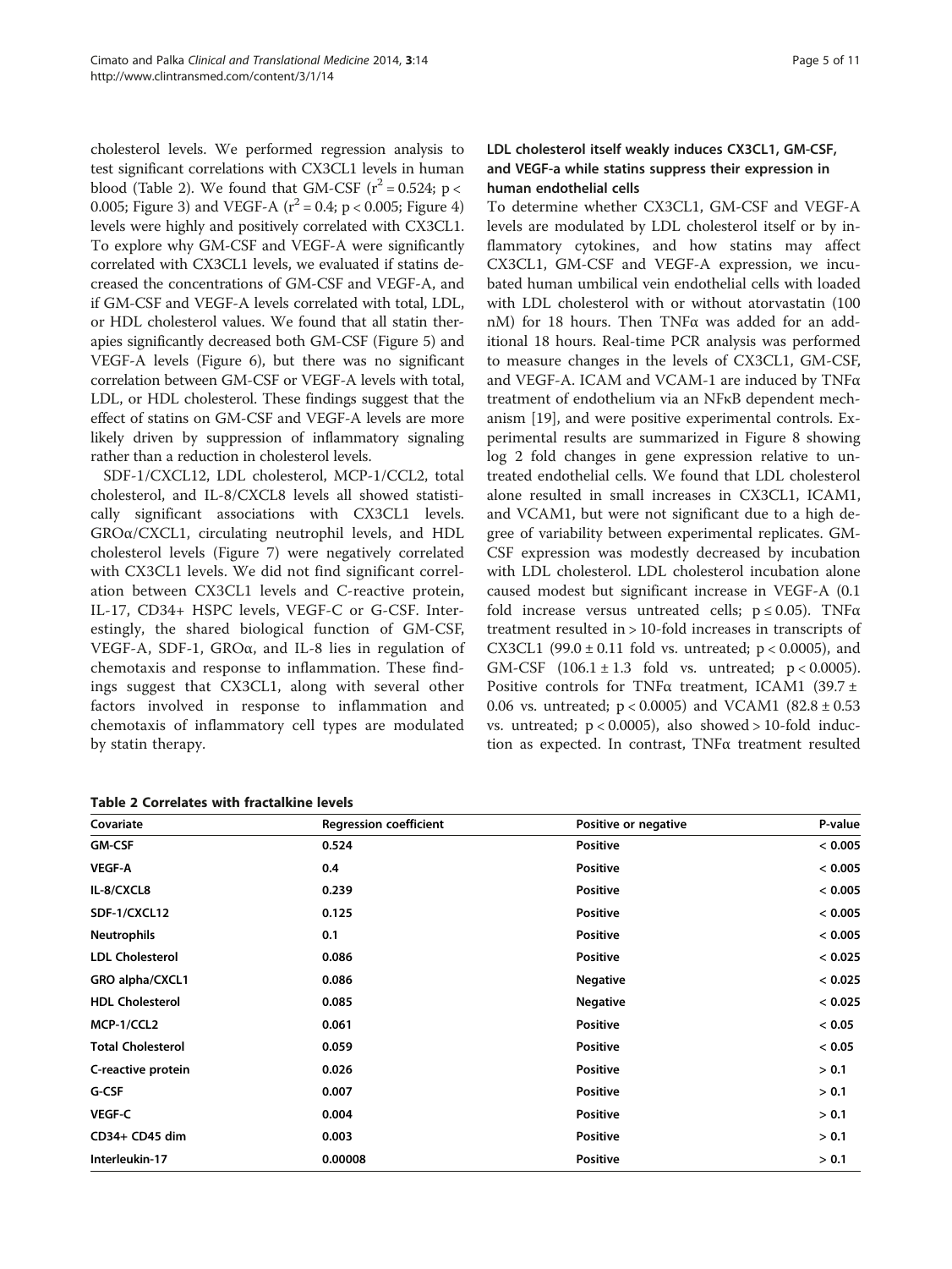cholesterol levels. We performed regression analysis to test significant correlations with CX3CL1 levels in human blood (Table 2). We found that GM-CSF ($r^2 = 0.524$; $p < 0.005$; Figure 3) and VEGF-A ($r^2 = 0.4$; $p < 0.005$; Figure 4) levels were highly and positively correlated with CX3CL1. To explore why GM-CSF and VEGF-A were significantly correlated with CX3CL1 levels, we evaluated if statins decreased the concentrations of GM-CSF and VEGF-A, and if GM-CSF and VEGF-A levels correlated with total, LDL, or HDL cholesterol values. We found that all statin therapies significantly decreased both GM-CSF (Figure 5) and VEGF-A levels (Figure 6), but there was no significant correlation between GM-CSF or VEGF-A levels with total, LDL, or HDL cholesterol. These findings suggest that the effect of statins on GM-CSF and VEGF-A levels are more likely driven by suppression of inflammatory signaling rather than a reduction in cholesterol levels.

SDF-1/CXCL12, LDL cholesterol, MCP-1/CCL2, total cholesterol, and IL-8/CXCL8 levels all showed statistically significant associations with CX3CL1 levels. GROα/CXCL1, circulating neutrophil levels, and HDL cholesterol levels (Figure 7) were negatively correlated with CX3CL1 levels. We did not find significant correlation between CX3CL1 levels and C-reactive protein, IL-17, CD34+ HSPC levels, VEGF-C or G-CSF. Interestingly, the shared biological function of GM-CSF, VEGF-A, SDF-1, GROα, and IL-8 lies in regulation of chemotaxis and response to inflammation. These findings suggest that CX3CL1, along with several other factors involved in response to inflammation and chemotaxis of inflammatory cell types are modulated by statin therapy.

### LDL cholesterol itself weakly induces CX3CL1, GM-CSF, and VEGF-a while statins suppress their expression in human endothelial cells

To determine whether CX3CL1, GM-CSF and VEGF-A levels are modulated by LDL cholesterol itself or by inflammatory cytokines, and how statins may affect CX3CL1, GM-CSF and VEGF-A expression, we incubated human umbilical vein endothelial cells with loaded with LDL cholesterol with or without atorvastatin (100 nM) for 18 hours. Then TNFα was added for an additional 18 hours. Real-time PCR analysis was performed to measure changes in the levels of CX3CL1, GM-CSF, and VEGF-A. ICAM and VCAM-1 are induced by TNFα treatment of endothelium via an NFκB dependent mechanism [19], and were positive experimental controls. Experimental results are summarized in Figure 8 showing log 2 fold changes in gene expression relative to untreated endothelial cells. We found that LDL cholesterol alone resulted in small increases in CX3CL1, ICAM1, and VCAM1, but were not significant due to a high degree of variability between experimental replicates. GM-CSF expression was modestly decreased by incubation with LDL cholesterol. LDL cholesterol incubation alone caused modest but significant increase in VEGF-A (0.1 fold increase versus untreated cells; $p \leq 0.05$). TNFα treatment resulted in > 10-fold increases in transcripts of CX3CL1 ($99.0 \pm 0.11$ fold vs. untreated; $p < 0.0005$), and GM-CSF ($106.1 \pm 1.3$ fold vs. untreated; $p < 0.0005$). Positive controls for TNFα treatment, ICAM1 ($39.7 \pm 0.06$ vs. untreated; $p < 0.0005$) and VCAM1 ($82.8 \pm 0.53$ vs. untreated; $p < 0.0005$), also showed > 10-fold induction as expected. In contrast, TNFα treatment resulted

**Table 2 Correlates with fractalkine levels**

| Covariate | Regression coefficient | Positive or negative | P-value |
|---|---|---|---|
| **GM-CSF** | 0.524 | Positive | < 0.005 |
| **VEGF-A** | 0.4 | Positive | < 0.005 |
| **IL-8/CXCL8** | 0.239 | Positive | < 0.005 |
| **SDF-1/CXCL12** | 0.125 | Positive | < 0.005 |
| **Neutrophils** | 0.1 | Positive | < 0.005 |
| **LDL Cholesterol** | 0.086 | Positive | < 0.025 |
| **GRO alpha/CXCL1** | 0.086 | Negative | < 0.025 |
| **HDL Cholesterol** | 0.085 | Negative | < 0.025 |
| **MCP-1/CCL2** | 0.061 | Positive | < 0.05 |
| **Total Cholesterol** | 0.059 | Positive | < 0.05 |
| **C-reactive protein** | 0.026 | Positive | > 0.1 |
| **G-CSF** | 0.007 | Positive | > 0.1 |
| **VEGF-C** | 0.004 | Positive | > 0.1 |
| **CD34+ CD45 dim** | 0.003 | Positive | > 0.1 |
| **Interleukin-17** | 0.00008 | Positive | > 0.1 |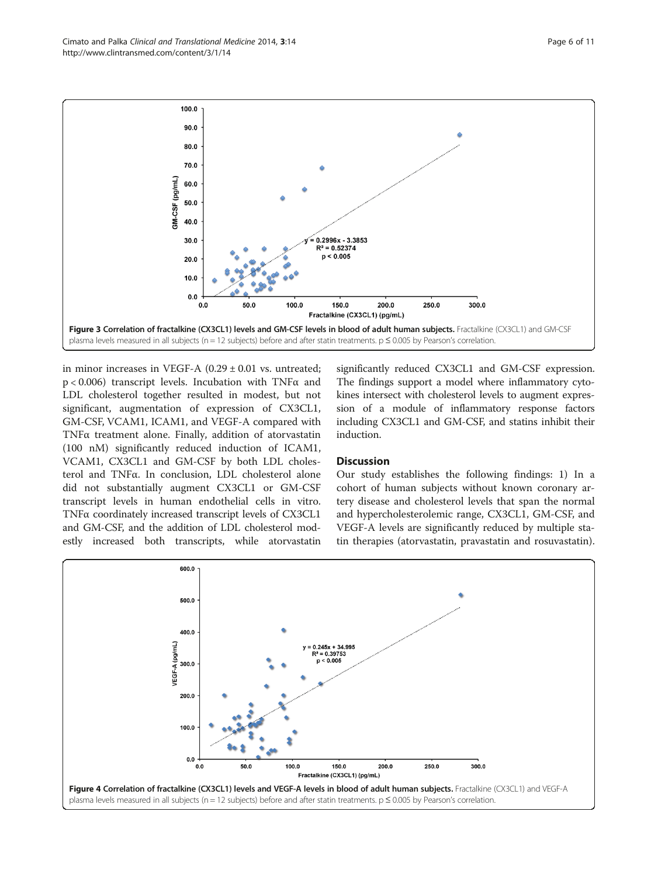Figure 3 Correlation of fractalkine (CX3CL1) levels and GM-CSF levels in blood of adult human subjects. Fractalkine (CX3CL1) and GM-CSF plasma levels measured in all subjects (n = 12 subjects) before and after statin treatments. $p \leq 0.005$ by Pearson's correlation.

in minor increases in VEGF-A (0.29 ± 0.01 vs. untreated; $p < 0.006$) transcript levels. Incubation with TNFα and LDL cholesterol together resulted in modest, but not significant, augmentation of expression of CX3CL1, GM-CSF, VCAM1, ICAM1, and VEGF-A compared with TNFα treatment alone. Finally, addition of atorvastatin (100 nM) significantly reduced induction of ICAM1, VCAM1, CX3CL1 and GM-CSF by both LDL cholesterol and TNFα. In conclusion, LDL cholesterol alone did not substantially augment CX3CL1 or GM-CSF transcript levels in human endothelial cells in vitro. TNFα coordinately increased transcript levels of CX3CL1 and GM-CSF, and the addition of LDL cholesterol modestly increased both transcripts, while atorvastatin significantly reduced CX3CL1 and GM-CSF expression. The findings support a model where inflammatory cytokines intersect with cholesterol levels to augment expression of a module of inflammatory response factors including CX3CL1 and GM-CSF, and statins inhibit their induction.

## Discussion

Our study establishes the following findings: 1) In a cohort of human subjects without known coronary artery disease and cholesterol levels that span the normal and hypercholesterolemic range, CX3CL1, GM-CSF, and VEGF-A levels are significantly reduced by multiple statin therapies (atorvastatin, pravastatin and rosuvastatin).

Figure 4 Correlation of fractalkine (CX3CL1) levels and VEGF-A levels in blood of adult human subjects. Fractalkine (CX3CL1) and VEGF-A plasma levels measured in all subjects (n = 12 subjects) before and after statin treatments. $p \leq 0.005$ by Pearson's correlation.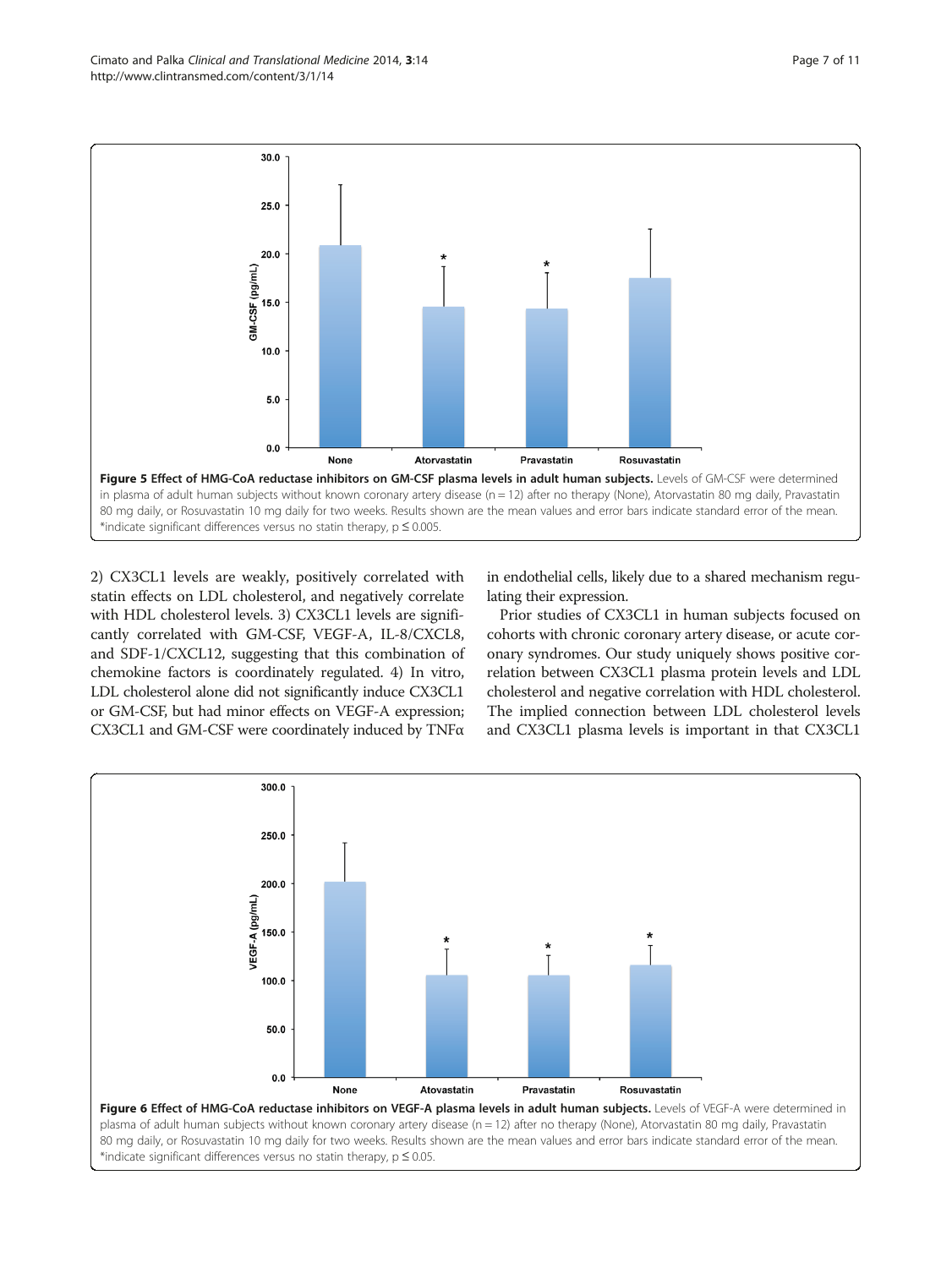**Figure 5 Effect of HMG-CoA reductase inhibitors on GM-CSF plasma levels in adult human subjects.** Levels of GM-CSF were determined in plasma of adult human subjects without known coronary artery disease (n = 12) after no therapy (None), Atorvastatin 80 mg daily, Pravastatin 80 mg daily, or Rosuvastatin 10 mg daily for two weeks. Results shown are the mean values and error bars indicate standard error of the mean. *indicate significant differences versus no statin therapy, $p \leq 0.005$.

2) CX3CL1 levels are weakly, positively correlated with statin effects on LDL cholesterol, and negatively correlate with HDL cholesterol levels. 3) CX3CL1 levels are significantly correlated with GM-CSF, VEGF-A, IL-8/CXCL8, and SDF-1/CXCL12, suggesting that this combination of chemokine factors is coordinately regulated. 4) In vitro, LDL cholesterol alone did not significantly induce CX3CL1 or GM-CSF, but had minor effects on VEGF-A expression; CX3CL1 and GM-CSF were coordinately induced by TNFα in endothelial cells, likely due to a shared mechanism regulating their expression.

Prior studies of CX3CL1 in human subjects focused on cohorts with chronic coronary artery disease, or acute coronary syndromes. Our study uniquely shows positive correlation between CX3CL1 plasma protein levels and LDL cholesterol and negative correlation with HDL cholesterol. The implied connection between LDL cholesterol levels and CX3CL1 plasma levels is important in that CX3CL1

**Figure 6 Effect of HMG-CoA reductase inhibitors on VEGF-A plasma levels in adult human subjects.** Levels of VEGF-A were determined in plasma of adult human subjects without known coronary artery disease (n = 12) after no therapy (None), Atorvastatin 80 mg daily, Pravastatin 80 mg daily, or Rosuvastatin 10 mg daily for two weeks. Results shown are the mean values and error bars indicate standard error of the mean. *indicate significant differences versus no statin therapy, $p \leq 0.05$.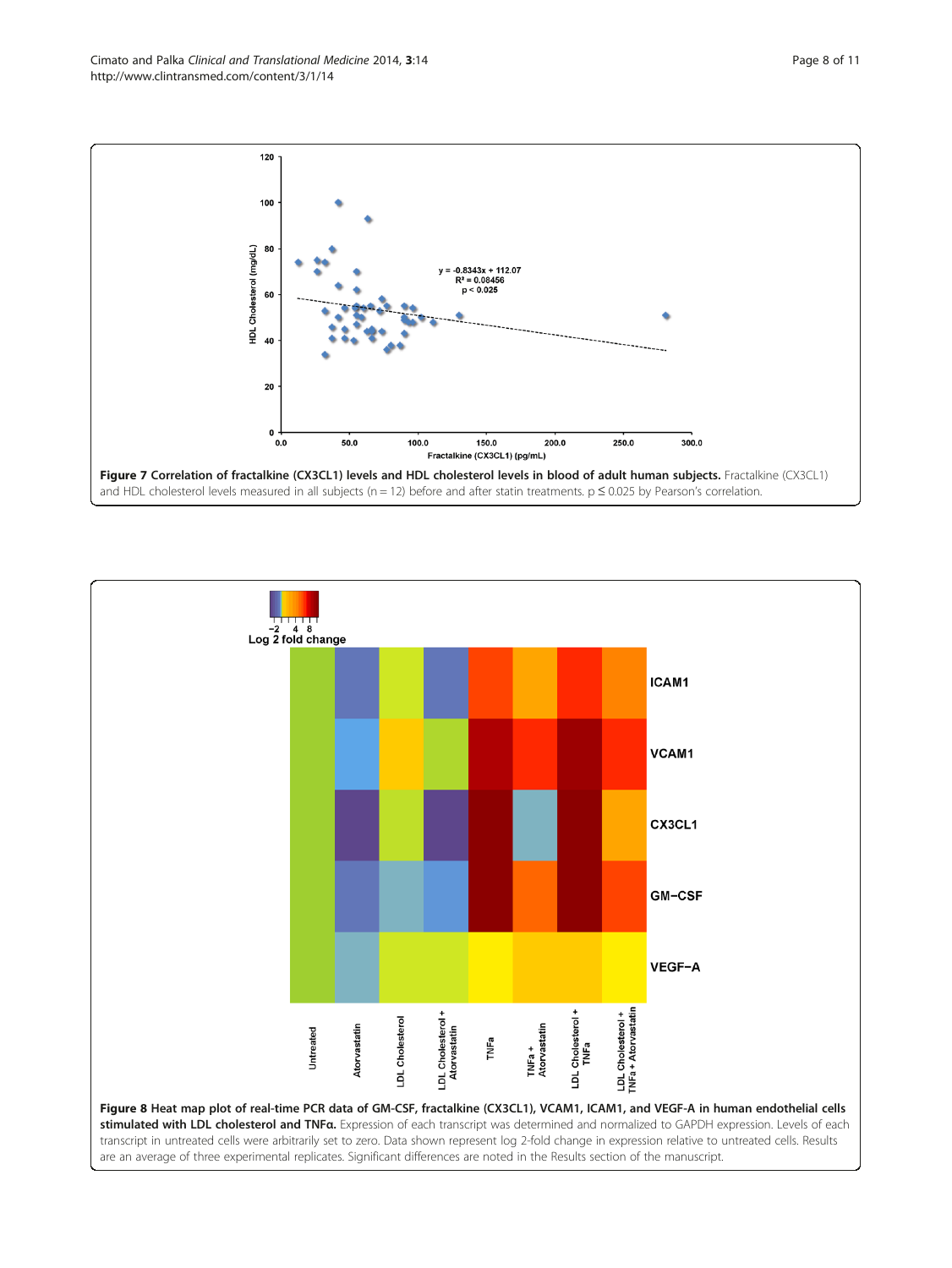**Figure 7 Correlation of fractalkine (CX3CL1) levels and HDL cholesterol levels in blood of adult human subjects.** Fractalkine (CX3CL1) and HDL cholesterol levels measured in all subjects (n = 12) before and after statin treatments. p ≤ 0.025 by Pearson's correlation.

**Figure 8 Heat map plot of real-time PCR data of GM-CSF, fractalkine (CX3CL1), VCAM1, ICAM1, and VEGF-A in human endothelial cells stimulated with LDL cholesterol and TNFα.** Expression of each transcript was determined and normalized to GAPDH expression. Levels of each transcript in untreated cells were arbitrarily set to zero. Data shown represent log 2-fold change in expression relative to untreated cells. Results are an average of three experimental replicates. Significant differences are noted in the Results section of the manuscript.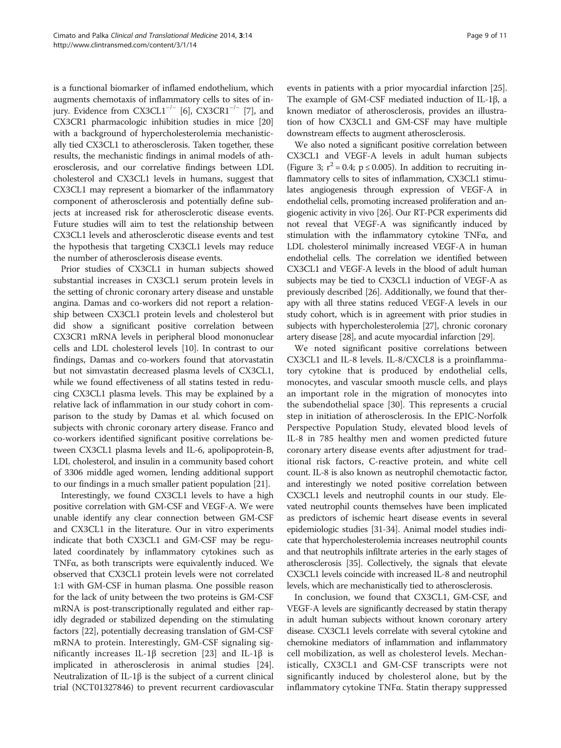is a functional biomarker of inflamed endothelium, which augments chemotaxis of inflammatory cells to sites of injury. Evidence from CX3CL1$^{-/-}$ [6], CX3CR1$^{-/-}$ [7], and CX3CR1 pharmacologic inhibition studies in mice [20] with a background of hypercholesterolemia mechanistically tied CX3CL1 to atherosclerosis. Taken together, these results, the mechanistic findings in animal models of atherosclerosis, and our correlative findings between LDL cholesterol and CX3CL1 levels in humans, suggest that CX3CL1 may represent a biomarker of the inflammatory component of atherosclerosis and potentially define subjects at increased risk for atherosclerotic disease events. Future studies will aim to test the relationship between CX3CL1 levels and atherosclerotic disease events and test the hypothesis that targeting CX3CL1 levels may reduce the number of atherosclerosis disease events.

Prior studies of CX3CL1 in human subjects showed substantial increases in CX3CL1 serum protein levels in the setting of chronic coronary artery disease and unstable angina. Damas and co-workers did not report a relationship between CX3CL1 protein levels and cholesterol but did show a significant positive correlation between CX3CR1 mRNA levels in peripheral blood mononuclear cells and LDL cholesterol levels [10]. In contrast to our findings, Damas and co-workers found that atorvastatin but not simvastatin decreased plasma levels of CX3CL1, while we found effectiveness of all statins tested in reducing CX3CL1 plasma levels. This may be explained by a relative lack of inflammation in our study cohort in comparison to the study by Damas et al. which focused on subjects with chronic coronary artery disease. Franco and co-workers identified significant positive correlations between CX3CL1 plasma levels and IL-6, apolipoprotein-B, LDL cholesterol, and insulin in a community based cohort of 3306 middle aged women, lending additional support to our findings in a much smaller patient population [21].

Interestingly, we found CX3CL1 levels to have a high positive correlation with GM-CSF and VEGF-A. We were unable identify any clear connection between GM-CSF and CX3CL1 in the literature. Our in vitro experiments indicate that both CX3CL1 and GM-CSF may be regulated coordinately by inflammatory cytokines such as TNFα, as both transcripts were equivalently induced. We observed that CX3CL1 protein levels were not correlated 1:1 with GM-CSF in human plasma. One possible reason for the lack of unity between the two proteins is GM-CSF mRNA is post-transcriptionally regulated and either rapidly degraded or stabilized depending on the stimulating factors [22], potentially decreasing translation of GM-CSF mRNA to protein. Interestingly, GM-CSF signaling significantly increases IL-1β secretion [23] and IL-1β is implicated in atherosclerosis in animal studies [24]. Neutralization of IL-1β is the subject of a current clinical trial (NCT01327846) to prevent recurrent cardiovascular events in patients with a prior myocardial infarction [25]. The example of GM-CSF mediated induction of IL-1β, a known mediator of atherosclerosis, provides an illustration of how CX3CL1 and GM-CSF may have multiple downstream effects to augment atherosclerosis.

We also noted a significant positive correlation between CX3CL1 and VEGF-A levels in adult human subjects (Figure 3; $r^2 = 0.4$; $p \leq 0.005$). In addition to recruiting inflammatory cells to sites of inflammation, CX3CL1 stimulates angiogenesis through expression of VEGF-A in endothelial cells, promoting increased proliferation and angiogenic activity in vivo [26]. Our RT-PCR experiments did not reveal that VEGF-A was significantly induced by stimulation with the inflammatory cytokine TNFα, and LDL cholesterol minimally increased VEGF-A in human endothelial cells. The correlation we identified between CX3CL1 and VEGF-A levels in the blood of adult human subjects may be tied to CX3CL1 induction of VEGF-A as previously described [26]. Additionally, we found that therapy with all three statins reduced VEGF-A levels in our study cohort, which is in agreement with prior studies in subjects with hypercholesterolemia [27], chronic coronary artery disease [28], and acute myocardial infarction [29].

We noted significant positive correlations between CX3CL1 and IL-8 levels. IL-8/CXCL8 is a proinflammatory cytokine that is produced by endothelial cells, monocytes, and vascular smooth muscle cells, and plays an important role in the migration of monocytes into the subendothelial space [30]. This represents a crucial step in initiation of atherosclerosis. In the EPIC-Norfolk Perspective Population Study, elevated blood levels of IL-8 in 785 healthy men and women predicted future coronary artery disease events after adjustment for traditional risk factors, C-reactive protein, and white cell count. IL-8 is also known as neutrophil chemotactic factor, and interestingly we noted positive correlation between CX3CL1 levels and neutrophil counts in our study. Elevated neutrophil counts themselves have been implicated as predictors of ischemic heart disease events in several epidemiologic studies [31-34]. Animal model studies indicate that hypercholesterolemia increases neutrophil counts and that neutrophils infiltrate arteries in the early stages of atherosclerosis [35]. Collectively, the signals that elevate CX3CL1 levels coincide with increased IL-8 and neutrophil levels, which are mechanistically tied to atherosclerosis.

In conclusion, we found that CX3CL1, GM-CSF, and VEGF-A levels are significantly decreased by statin therapy in adult human subjects without known coronary artery disease. CX3CL1 levels correlate with several cytokine and chemokine mediators of inflammation and inflammatory cell mobilization, as well as cholesterol levels. Mechanistically, CX3CL1 and GM-CSF transcripts were not significantly induced by cholesterol alone, but by the inflammatory cytokine TNFα. Statin therapy suppressed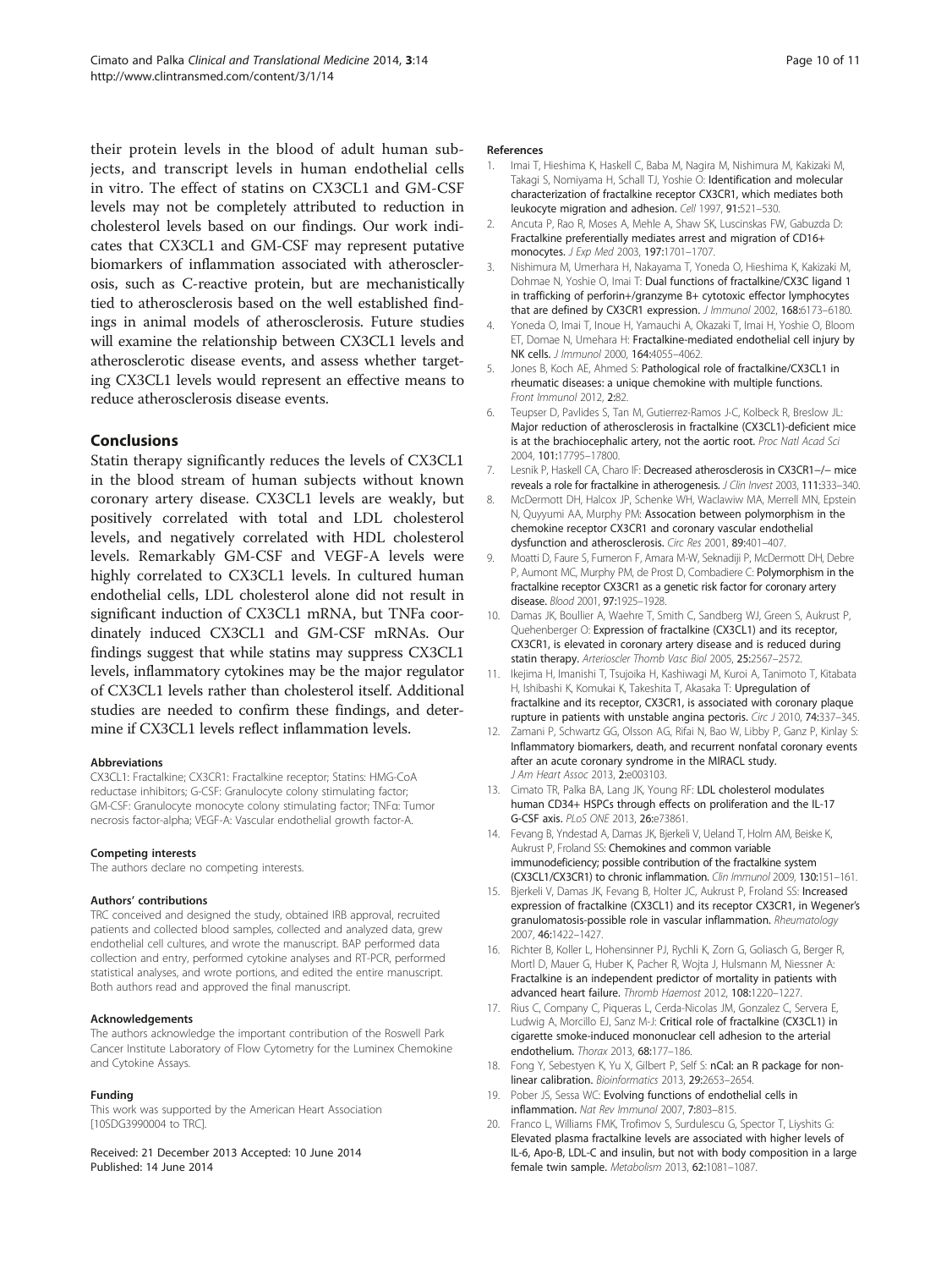their protein levels in the blood of adult human subjects, and transcript levels in human endothelial cells in vitro. The effect of statins on CX3CL1 and GM-CSF levels may not be completely attributed to reduction in cholesterol levels based on our findings. Our work indicates that CX3CL1 and GM-CSF may represent putative biomarkers of inflammation associated with atherosclerosis, such as C-reactive protein, but are mechanistically tied to atherosclerosis based on the well established findings in animal models of atherosclerosis. Future studies will examine the relationship between CX3CL1 levels and atherosclerotic disease events, and assess whether targeting CX3CL1 levels would represent an effective means to reduce atherosclerosis disease events.

## Conclusions

Statin therapy significantly reduces the levels of CX3CL1 in the blood stream of human subjects without known coronary artery disease. CX3CL1 levels are weakly, but positively correlated with total and LDL cholesterol levels, and negatively correlated with HDL cholesterol levels. Remarkably GM-CSF and VEGF-A levels were highly correlated to CX3CL1 levels. In cultured human endothelial cells, LDL cholesterol alone did not result in significant induction of CX3CL1 mRNA, but TNFa coordinately induced CX3CL1 and GM-CSF mRNAs. Our findings suggest that while statins may suppress CX3CL1 levels, inflammatory cytokines may be the major regulator of CX3CL1 levels rather than cholesterol itself. Additional studies are needed to confirm these findings, and determine if CX3CL1 levels reflect inflammation levels.

#### Abbreviations

CX3CL1: Fractalkine; CX3CR1: Fractalkine receptor; Statins: HMG-CoA reductase inhibitors; G-CSF: Granulocyte colony stimulating factor; GM-CSF: Granulocyte monocyte colony stimulating factor; TNFα: Tumor necrosis factor-alpha; VEGF-A: Vascular endothelial growth factor-A.

#### Competing interests

The authors declare no competing interests.

#### Authors' contributions

TRC conceived and designed the study, obtained IRB approval, recruited patients and collected blood samples, collected and analyzed data, grew endothelial cell cultures, and wrote the manuscript. BAP performed data collection and entry, performed cytokine analyses and RT-PCR, performed statistical analyses, and wrote portions, and edited the entire manuscript. Both authors read and approved the final manuscript.

#### Acknowledgements

The authors acknowledge the important contribution of the Roswell Park Cancer Institute Laboratory of Flow Cytometry for the Luminex Chemokine and Cytokine Assays.

#### Funding

This work was supported by the American Heart Association [10SDG3990004 to TRC].

Received: 21 December 2013 Accepted: 10 June 2014
Published: 14 June 2014

#### References

1. Imai T, Hieshima K, Haskell C, Baba M, Nagira M, Nishimura M, Kakizaki M, Takagi S, Nomiyama H, Schall TJ, Yoshie O: **Identification and molecular characterization of fractalkine receptor CX3CR1, which mediates both leukocyte migration and adhesion.** *Cell* 1997, **91:**521–530.
2. Ancuta P, Rao R, Moses A, Mehle A, Shaw SK, Luscinskas FW, Gabuzda D: **Fractalkine preferentially mediates arrest and migration of CD16+ monocytes.** *J Exp Med* 2003, **197:**1701–1707.
3. Nishimura M, Umehara H, Nakayama T, Yoneda O, Hieshima K, Kakizaki M, Dohmae N, Yoshie O, Imai T: **Dual functions of fractalkine/CX3C ligand 1 in trafficking of perforin+/granzyme B+ cytotoxic effector lymphocytes that are defined by CX3CR1 expression.** *J Immunol* 2002, **168:**6173–6180.
4. Yoneda O, Imai T, Inoue H, Yamauchi A, Okazaki T, Imai H, Yoshie O, Bloom ET, Domae N, Umehara H: **Fractalkine-mediated endothelial cell injury by NK cells.** *J Immunol* 2000, **164:**4055–4062.
5. Jones B, Koch AE, Ahmed S: **Pathological role of fractalkine/CX3CL1 in rheumatic diseases: a unique chemokine with multiple functions.** *Front Immunol* 2012, **2:**82.
6. Teupser D, Pavlides S, Tan M, Gutierrez-Ramos J-C, Kolbeck R, Breslow JL: **Major reduction of atherosclerosis in fractalkine (CX3CL1)-deficient mice is at the brachiocephalic artery, not the aortic root.** *Proc Natl Acad Sci* 2004, **101:**17795–17800.
7. Lesnik P, Haskell CA, Charo IF: **Decreased atherosclerosis in CX3CR1−/− mice reveals a role for fractalkine in atherogenesis.** *J Clin Invest* 2003, **111:**333–340.
8. McDermott DH, Halcox JP, Schenke WH, Waclawiw MA, Merrell MN, Epstein N, Quyyumi AA, Murphy PM: **Assocation between polymorphism in the chemokine receptor CX3CR1 and coronary vascular endothelial dysfunction and atherosclerosis.** *Circ Res* 2001, **89:**401–407.
9. Moatti D, Faure S, Fumeron F, Amara M-W, Seknadiji P, McDermott DH, Debre P, Aumont MC, Murphy PM, de Prost D, Combadiere C: **Polymorphism in the fractalkine receptor CX3CR1 as a genetic risk factor for coronary artery disease.** *Blood* 2001, **97:**1925–1928.
10. Damas JK, Boullier A, Waehre T, Smith C, Sandberg WJ, Green S, Aukrust P, Quehenberger O: **Expression of fractalkine (CX3CL1) and its receptor, CX3CR1, is elevated in coronary artery disease and is reduced during statin therapy.** *Arterioscler Thomb Vasc Biol* 2005, **25:**2567–2572.
11. Ikejima H, Imanishi T, Tsujoika H, Kashiwagi M, Kuroi A, Tanimoto T, Kitabata H, Ishibashi K, Komukai K, Takeshita T, Akasaka T: **Upregulation of fractalkine and its receptor, CX3CR1, is associated with coronary plaque rupture in patients with unstable angina pectoris.** *Circ J* 2010, **74:**337–345.
12. Zamani P, Schwartz GG, Olsson AG, Rifai N, Bao W, Libby P, Ganz P, Kinlay S: **Inflammatory biomarkers, death, and recurrent nonfatal coronary events after an acute coronary syndrome in the MIRACL study.** *J Am Heart Assoc* 2013, **2:**e003103.
13. Cimato TR, Palka BA, Lang JK, Young RF: **LDL cholesterol modulates human CD34+ HSPCs through effects on proliferation and the IL-17 G-CSF axis.** *PLoS ONE* 2013, **26:**e73861.
14. Fevang B, Yndestad A, Damas JK, Bjerkeli V, Ueland T, Holm AM, Beiske K, Aukrust P, Froland SS: **Chemokines and common variable immunodeficiency; possible contribution of the fractalkine system (CX3CL1/CX3CR1) to chronic inflammation.** *Clin Immunol* 2009, **130:**151–161.
15. Bjerkeli V, Damas JK, Fevang B, Holter JC, Aukrust P, Froland SS: **Increased expression of fractalkine (CX3CL1) and its receptor CX3CR1, in Wegener's granulomatosis-possible role in vascular inflammation.** *Rheumatology* 2007, **46:**1422–1427.
16. Richter B, Koller L, Hohensinner PJ, Rychli K, Zorn G, Goliasch G, Berger R, Mortl D, Mauer G, Huber K, Pacher R, Wojta J, Hulsmann M, Niessner A: **Fractalkine is an independent predictor of mortality in patients with advanced heart failure.** *Thromb Haemost* 2012, **108:**1220–1227.
17. Rius C, Company C, Piqueras L, Cerda-Nicolas JM, Gonzalez C, Servera E, Ludwig A, Morcillo EJ, Sanz M-J: **Critical role of fractalkine (CX3CL1) in cigarette smoke-induced mononuclear cell adhesion to the arterial endothelium.** *Thorax* 2013, **68:**177–186.
18. Fong Y, Sebestyen K, Yu X, Gilbert P, Self S: **nCal: an R package for non-linear calibration.** *Bioinformatics* 2013, **29:**2653–2654.
19. Pober JS, Sessa WC: **Evolving functions of endothelial cells in inflammation.** *Nat Rev Immunol* 2007, **7:**803–815.
20. Franco L, Williams FMK, Trofimov S, Surdulescu G, Spector T, Liyshits G: **Elevated plasma fractalkine levels are associated with higher levels of IL-6, Apo-B, LDL-C and insulin, but not with body composition in a large female twin sample.** *Metabolism* 2013, **62:**1081–1087.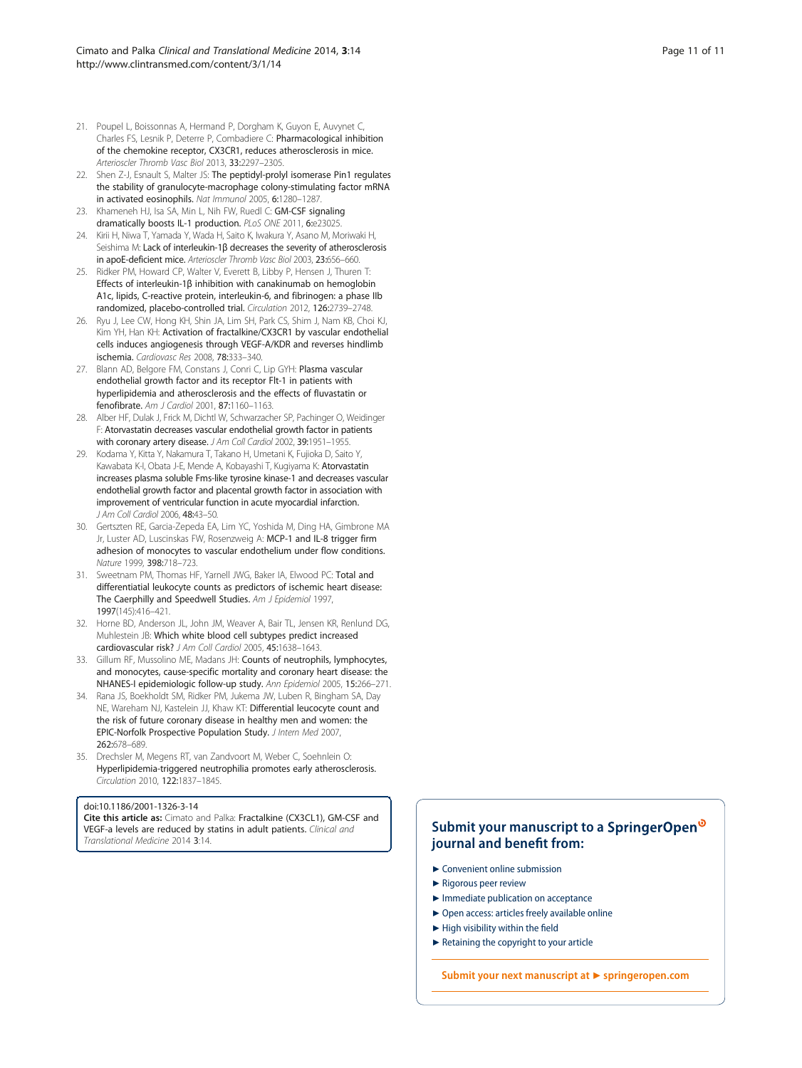21. Poupel L, Boissonnas A, Hermand P, Dorgham K, Guyon E, Auvynet C, Charles FS, Lesnik P, Deterre P, Combadiere C: Pharmacological inhibition of the chemokine receptor, CX3CR1, reduces atherosclerosis in mice. *Arterioscler Thromb Vasc Biol* 2013, **33:**2297–2305.
22. Shen Z-J, Esnault S, Malter JS: The peptidyl-prolyl isomerase Pin1 regulates the stability of granulocyte-macrophage colony-stimulating factor mRNA in activated eosinophils. *Nat Immunol* 2005, **6:**1280–1287.
23. Khameneh HJ, Isa SA, Min L, Nih FW, Ruedl C: GM-CSF signaling dramatically boosts IL-1 production. *PLoS ONE* 2011, **6:**e23025.
24. Kirii H, Niwa T, Yamada Y, Wada H, Saito K, Iwakura Y, Asano M, Moriwaki H, Seishima M: Lack of interleukin-1β decreases the severity of atherosclerosis in apoE-deficient mice. *Arterioscler Thromb Vasc Biol* 2003, **23:**656–660.
25. Ridker PM, Howard CP, Walter V, Everett B, Libby P, Hensen J, Thuren T: Effects of interleukin-1β inhibition with canakinumab on hemoglobin A1c, lipids, C-reactive protein, interleukin-6, and fibrinogen: a phase IIb randomized, placebo-controlled trial. *Circulation* 2012, **126:**2739–2748.
26. Ryu J, Lee CW, Hong KH, Shin JA, Lim SH, Park CS, Shim J, Nam KB, Choi KJ, Kim YH, Han KH: Activation of fractalkine/CX3CR1 by vascular endothelial cells induces angiogenesis through VEGF-A/KDR and reverses hindlimb ischemia. *Cardiovasc Res* 2008, **78:**333–340.
27. Blann AD, Belgore FM, Constans J, Conri C, Lip GYH: Plasma vascular endothelial growth factor and its receptor Flt-1 in patients with hyperlipidemia and atherosclerosis and the effects of fluvastatin or fenofibrate. *Am J Cardiol* 2001, **87:**1160–1163.
28. Alber HF, Dulak J, Frick M, Dichtl W, Schwarzacher SP, Pachinger O, Weidinger F: Atorvastatin decreases vascular endothelial growth factor in patients with coronary artery disease. *J Am Coll Cardiol* 2002, **39:**1951–1955.
29. Kodama Y, Kitta Y, Nakamura T, Takano H, Umetani K, Fujioka D, Saito Y, Kawabata K-I, Obata J-E, Mende A, Kobayashi T, Kugiyama K: Atorvastatin increases plasma soluble Fms-like tyrosine kinase-1 and decreases vascular endothelial growth factor and placental growth factor in association with improvement of ventricular function in acute myocardial infarction. *J Am Coll Cardiol* 2006, **48:**43–50.
30. Gertszten RE, Garcia-Zepeda EA, Lim YC, Yoshida M, Ding HA, Gimbrone MA Jr, Luster AD, Luscinskas FW, Rosenzweig A: MCP-1 and IL-8 trigger firm adhesion of monocytes to vascular endothelium under flow conditions. *Nature* 1999, **398:**718–723.
31. Sweetnam PM, Thomas HF, Yarnell JWG, Baker IA, Elwood PC: Total and differentiatial leukocyte counts as predictors of ischemic heart disease: The Caerphilly and Speedwell Studies. *Am J Epidemiol* 1997, **1997**(145):416–421.
32. Horne BD, Anderson JL, John JM, Weaver A, Bair TL, Jensen KR, Renlund DG, Muhlestein JB: Which white blood cell subtypes predict increased cardiovascular risk? *J Am Coll Cardiol* 2005, **45:**1638–1643.
33. Gillum RF, Mussolino ME, Madans JH: Counts of neutrophils, lymphocytes, and monocytes, cause-specific mortality and coronary heart disease: the NHANES-I epidemiologic follow-up study. *Ann Epidemiol* 2005, **15:**266–271.
34. Rana JS, Boekholdt SM, Ridker PM, Jukema JW, Luben R, Bingham SA, Day NE, Wareham NJ, Kastelein JJ, Khaw KT: Differential leucocyte count and the risk of future coronary disease in healthy men and women: the EPIC-Norfolk Prospective Population Study. *J Intern Med* 2007, **262:**678–689.
35. Drechsler M, Megens RT, van Zandvoort M, Weber C, Soehnlein O: Hyperlipidemia-triggered neutrophilia promotes early atherosclerosis. *Circulation* 2010, **122:**1837–1845.

doi:10.1186/2001-1326-3-14

**Cite this article as:** Cimato and Palka: Fractalkine (CX3CL1), GM-CSF and VEGF-a levels are reduced by statins in adult patients. *Clinical and Translational Medicine* 2014 **3**:14.

**Submit your manuscript to a SpringerOpen journal and benefit from:**

- ► Convenient online submission
- ► Rigorous peer review
- ► Immediate publication on acceptance
- ► Open access: articles freely available online
- ► High visibility within the field
- ► Retaining the copyright to your article

**Submit your next manuscript at ► springeropen.com**